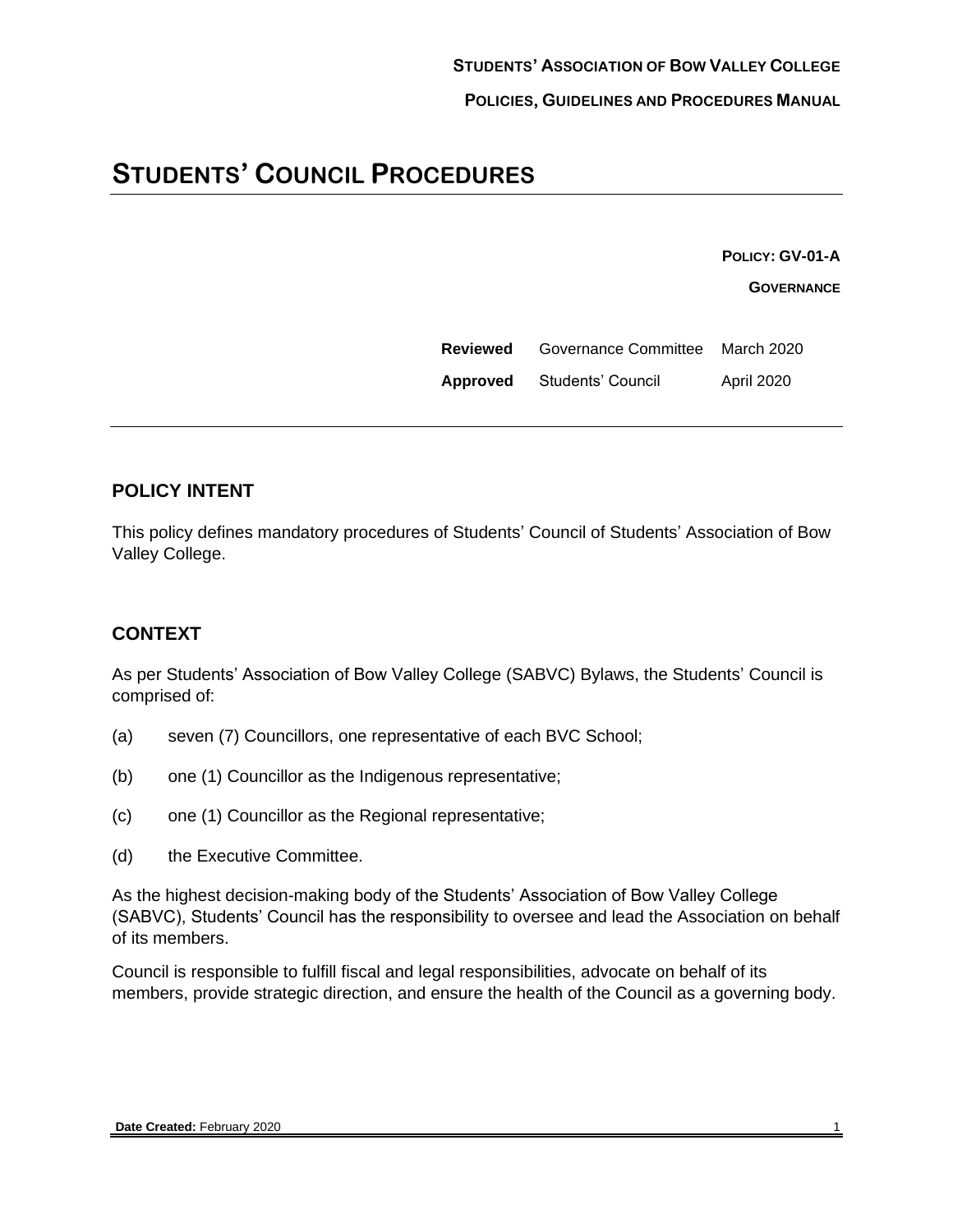**STUDENTS' ASSOCIATION OF BOW VALLEY COLLEGE**

**POLICIES, GUIDELINES AND PROCEDURES MANUAL**

# STUDENTS' COUNCIL PROCEDURES

**POLICY: GV-01-A**

**GOVERNANCE**

| | | |
|---|---|---|
| **Reviewed** | Governance Committee | March 2020 |
| **Approved** | Students' Council | April 2020 |

## POLICY INTENT

This policy defines mandatory procedures of Students' Council of Students' Association of Bow Valley College.

## CONTEXT

As per Students' Association of Bow Valley College (SABVC) Bylaws, the Students' Council is comprised of:

(a) seven (7) Councillors, one representative of each BVC School;

(b) one (1) Councillor as the Indigenous representative;

(c) one (1) Councillor as the Regional representative;

(d) the Executive Committee.

As the highest decision-making body of the Students' Association of Bow Valley College (SABVC), Students' Council has the responsibility to oversee and lead the Association on behalf of its members.

Council is responsible to fulfill fiscal and legal responsibilities, advocate on behalf of its members, provide strategic direction, and ensure the health of the Council as a governing body.

**Date Created:** February 2020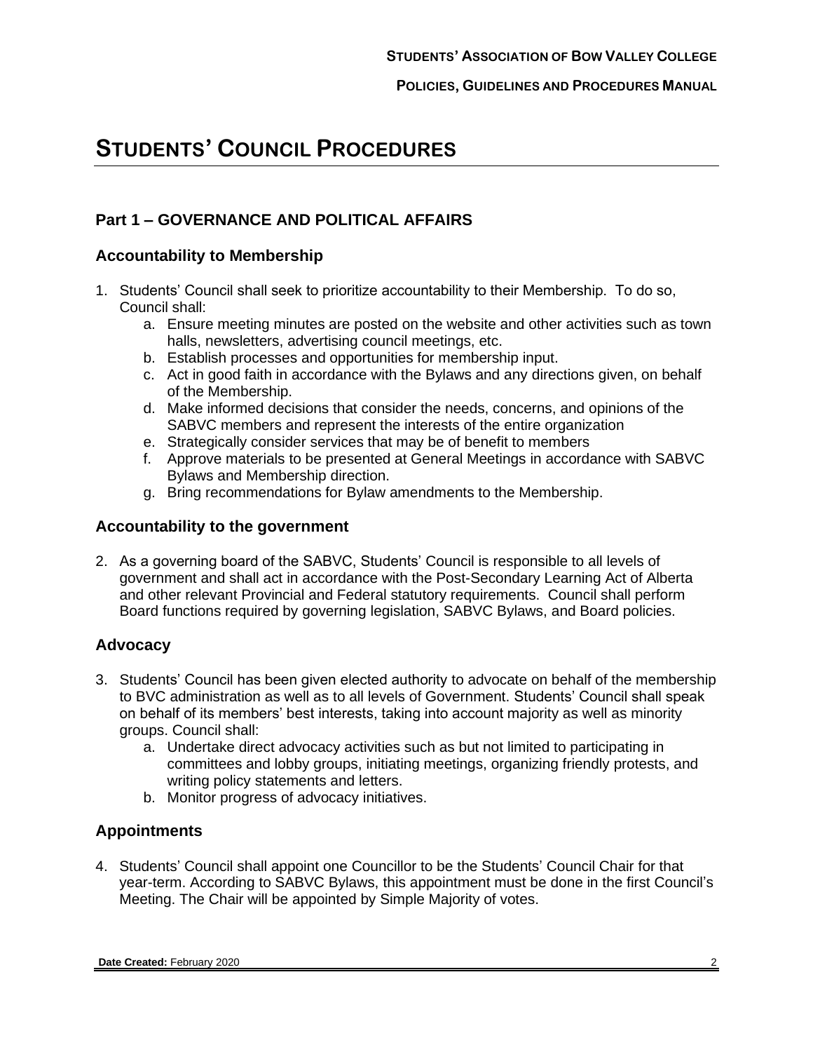# STUDENTS' COUNCIL PROCEDURES

## Part 1 – GOVERNANCE AND POLITICAL AFFAIRS

### Accountability to Membership

1. Students' Council shall seek to prioritize accountability to their Membership. To do so, Council shall:
   a. Ensure meeting minutes are posted on the website and other activities such as town halls, newsletters, advertising council meetings, etc.
   b. Establish processes and opportunities for membership input.
   c. Act in good faith in accordance with the Bylaws and any directions given, on behalf of the Membership.
   d. Make informed decisions that consider the needs, concerns, and opinions of the SABVC members and represent the interests of the entire organization
   e. Strategically consider services that may be of benefit to members
   f. Approve materials to be presented at General Meetings in accordance with SABVC Bylaws and Membership direction.
   g. Bring recommendations for Bylaw amendments to the Membership.

### Accountability to the government

2. As a governing board of the SABVC, Students' Council is responsible to all levels of government and shall act in accordance with the Post-Secondary Learning Act of Alberta and other relevant Provincial and Federal statutory requirements. Council shall perform Board functions required by governing legislation, SABVC Bylaws, and Board policies.

### Advocacy

3. Students' Council has been given elected authority to advocate on behalf of the membership to BVC administration as well as to all levels of Government. Students' Council shall speak on behalf of its members' best interests, taking into account majority as well as minority groups. Council shall:
   a. Undertake direct advocacy activities such as but not limited to participating in committees and lobby groups, initiating meetings, organizing friendly protests, and writing policy statements and letters.
   b. Monitor progress of advocacy initiatives.

### Appointments

4. Students' Council shall appoint one Councillor to be the Students' Council Chair for that year-term. According to SABVC Bylaws, this appointment must be done in the first Council's Meeting. The Chair will be appointed by Simple Majority of votes.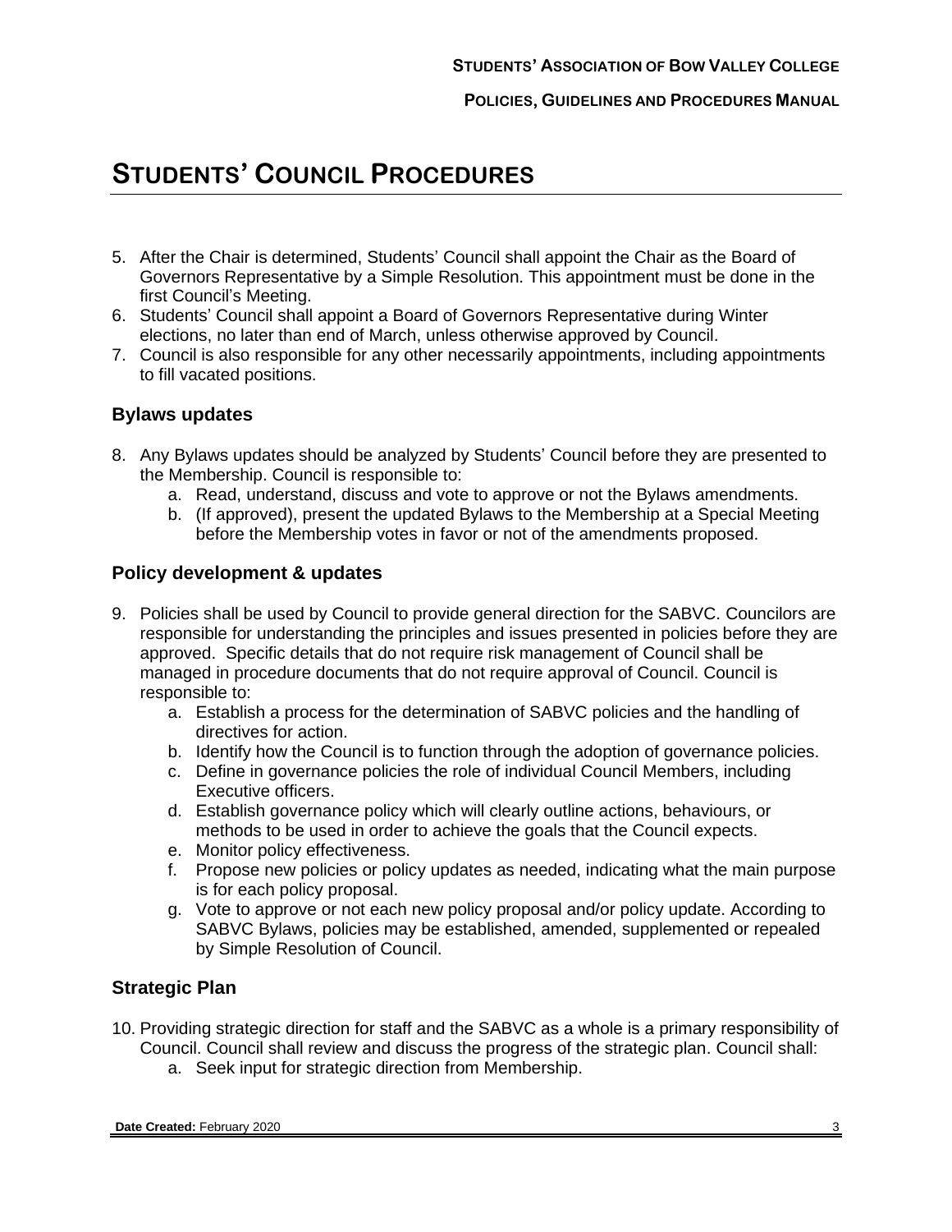# STUDENTS' COUNCIL PROCEDURES

5. After the Chair is determined, Students' Council shall appoint the Chair as the Board of Governors Representative by a Simple Resolution. This appointment must be done in the first Council's Meeting.
6. Students' Council shall appoint a Board of Governors Representative during Winter elections, no later than end of March, unless otherwise approved by Council.
7. Council is also responsible for any other necessarily appointments, including appointments to fill vacated positions.

### Bylaws updates

8. Any Bylaws updates should be analyzed by Students' Council before they are presented to the Membership. Council is responsible to:
   a. Read, understand, discuss and vote to approve or not the Bylaws amendments.
   b. (If approved), present the updated Bylaws to the Membership at a Special Meeting before the Membership votes in favor or not of the amendments proposed.

### Policy development & updates

9. Policies shall be used by Council to provide general direction for the SABVC. Councilors are responsible for understanding the principles and issues presented in policies before they are approved. Specific details that do not require risk management of Council shall be managed in procedure documents that do not require approval of Council. Council is responsible to:
   a. Establish a process for the determination of SABVC policies and the handling of directives for action.
   b. Identify how the Council is to function through the adoption of governance policies.
   c. Define in governance policies the role of individual Council Members, including Executive officers.
   d. Establish governance policy which will clearly outline actions, behaviours, or methods to be used in order to achieve the goals that the Council expects.
   e. Monitor policy effectiveness.
   f. Propose new policies or policy updates as needed, indicating what the main purpose is for each policy proposal.
   g. Vote to approve or not each new policy proposal and/or policy update. According to SABVC Bylaws, policies may be established, amended, supplemented or repealed by Simple Resolution of Council.

### Strategic Plan

10. Providing strategic direction for staff and the SABVC as a whole is a primary responsibility of Council. Council shall review and discuss the progress of the strategic plan. Council shall:
    a. Seek input for strategic direction from Membership.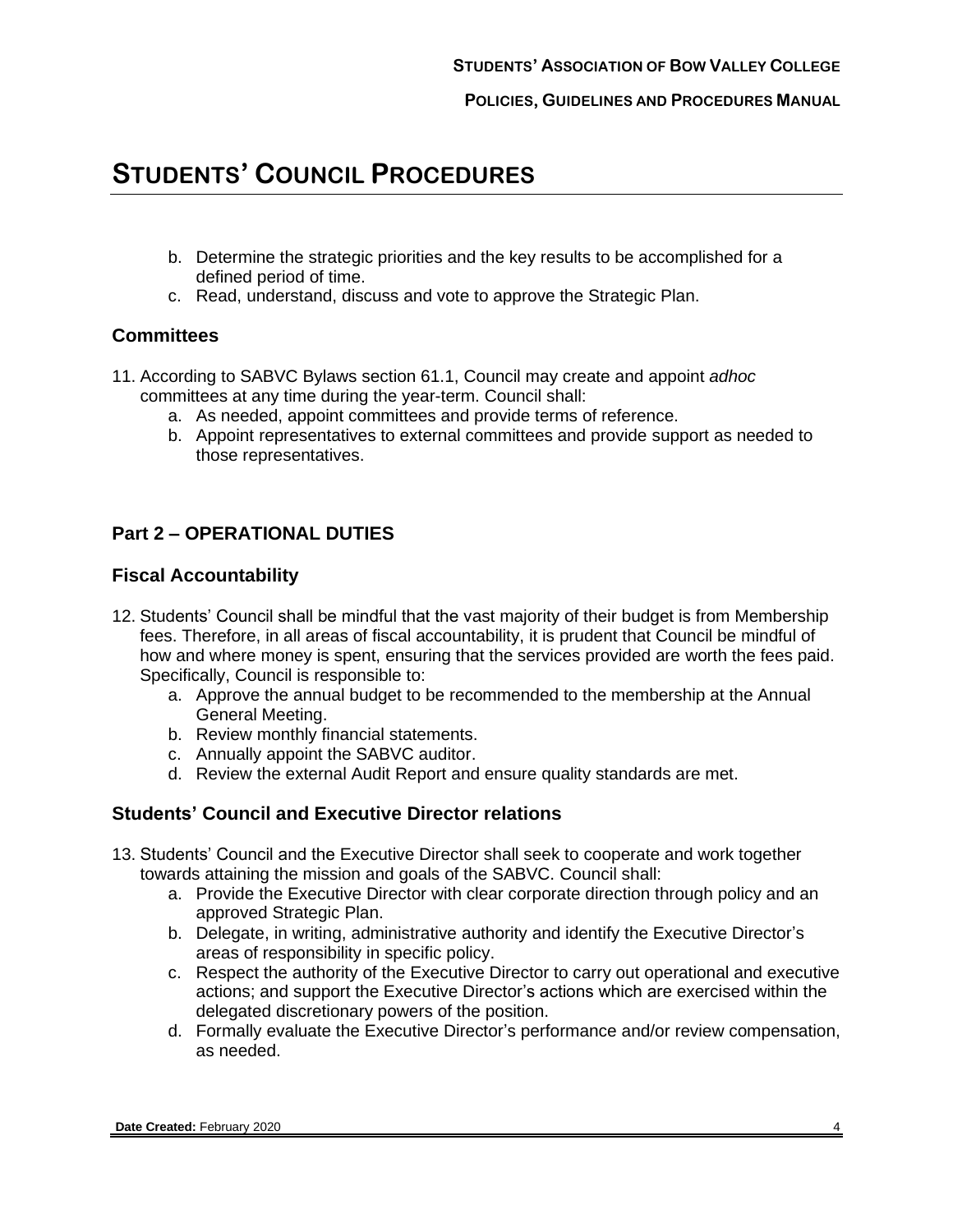# STUDENTS' COUNCIL PROCEDURES

b. Determine the strategic priorities and the key results to be accomplished for a defined period of time.
c. Read, understand, discuss and vote to approve the Strategic Plan.

### Committees

11. According to SABVC Bylaws section 61.1, Council may create and appoint *adhoc* committees at any time during the year-term. Council shall:
    a. As needed, appoint committees and provide terms of reference.
    b. Appoint representatives to external committees and provide support as needed to those representatives.

### Part 2 – OPERATIONAL DUTIES

### Fiscal Accountability

12. Students' Council shall be mindful that the vast majority of their budget is from Membership fees. Therefore, in all areas of fiscal accountability, it is prudent that Council be mindful of how and where money is spent, ensuring that the services provided are worth the fees paid. Specifically, Council is responsible to:
    a. Approve the annual budget to be recommended to the membership at the Annual General Meeting.
    b. Review monthly financial statements.
    c. Annually appoint the SABVC auditor.
    d. Review the external Audit Report and ensure quality standards are met.

### Students' Council and Executive Director relations

13. Students' Council and the Executive Director shall seek to cooperate and work together towards attaining the mission and goals of the SABVC. Council shall:
    a. Provide the Executive Director with clear corporate direction through policy and an approved Strategic Plan.
    b. Delegate, in writing, administrative authority and identify the Executive Director's areas of responsibility in specific policy.
    c. Respect the authority of the Executive Director to carry out operational and executive actions; and support the Executive Director's actions which are exercised within the delegated discretionary powers of the position.
    d. Formally evaluate the Executive Director's performance and/or review compensation, as needed.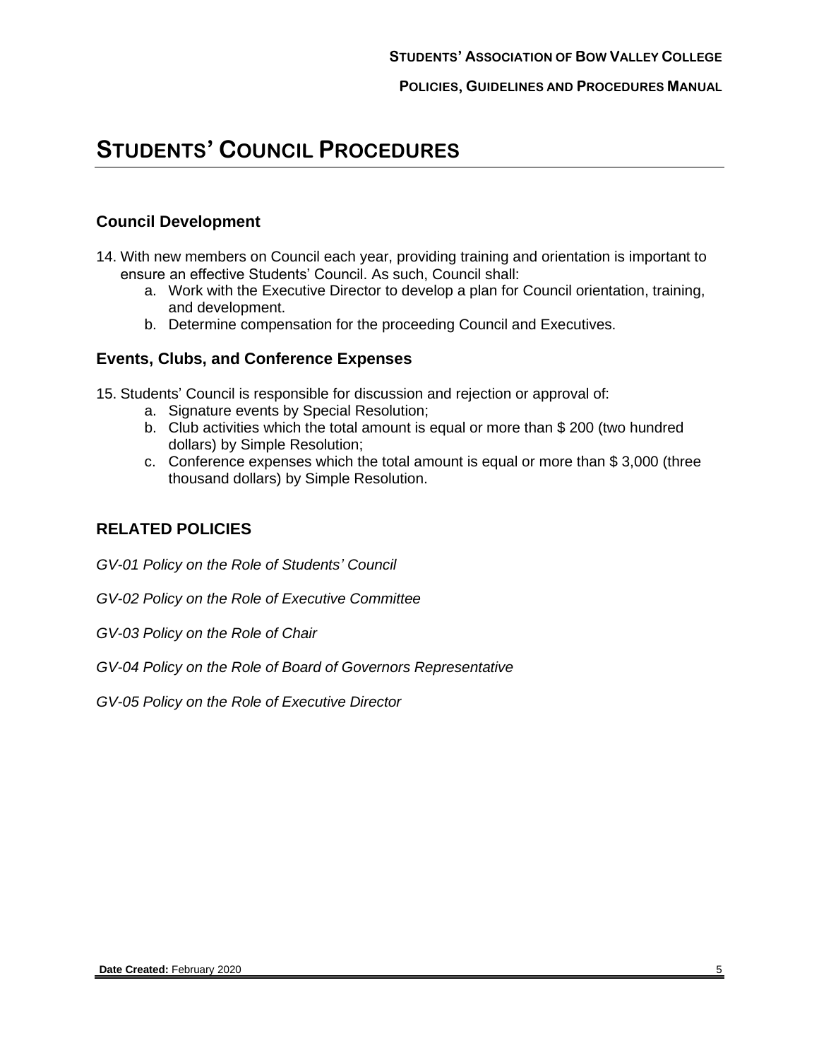# STUDENTS' COUNCIL PROCEDURES

### Council Development

14. With new members on Council each year, providing training and orientation is important to ensure an effective Students' Council. As such, Council shall:
    a. Work with the Executive Director to develop a plan for Council orientation, training, and development.
    b. Determine compensation for the proceeding Council and Executives.

### Events, Clubs, and Conference Expenses

15. Students' Council is responsible for discussion and rejection or approval of:
    a. Signature events by Special Resolution;
    b. Club activities which the total amount is equal or more than $ 200 (two hundred dollars) by Simple Resolution;
    c. Conference expenses which the total amount is equal or more than $ 3,000 (three thousand dollars) by Simple Resolution.

## RELATED POLICIES

*GV-01 Policy on the Role of Students' Council*

*GV-02 Policy on the Role of Executive Committee*

*GV-03 Policy on the Role of Chair*

*GV-04 Policy on the Role of Board of Governors Representative*

*GV-05 Policy on the Role of Executive Director*

**Date Created:** February 2020